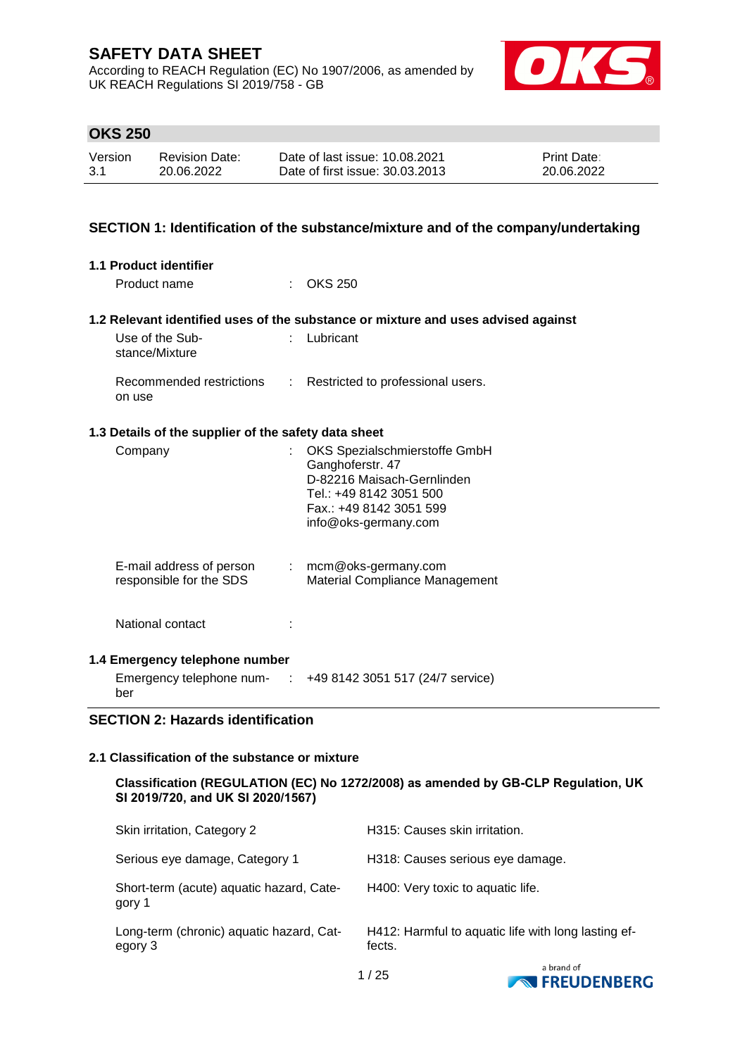# SAFETY DATA SHEET

According to REACH Regulation (EC) No 1907/2006, as amended by UK REACH Regulations SI 2019/758 - GB

## OKS 250

| Version | Revision Date: | Date of last issue: 10.08.2021 | Print Date: |
|---|---|---|---|
| 3.1 | 20.06.2022 | Date of first issue: 30.03.2013 | 20.06.2022 |

## SECTION 1: Identification of the substance/mixture and of the company/undertaking

### 1.1 Product identifier

Product name : OKS 250

### 1.2 Relevant identified uses of the substance or mixture and uses advised against

Use of the Substance/Mixture : Lubricant

Recommended restrictions on use : Restricted to professional users.

### 1.3 Details of the supplier of the safety data sheet

Company : OKS Spezialschmierstoffe GmbH
Ganghoferstr. 47
D-82216 Maisach-Gernlinden
Tel.: +49 8142 3051 500
Fax.: +49 8142 3051 599
info@oks-germany.com

E-mail address of person responsible for the SDS : mcm@oks-germany.com
Material Compliance Management

National contact :

### 1.4 Emergency telephone number

Emergency telephone number : +49 8142 3051 517 (24/7 service)

## SECTION 2: Hazards identification

### 2.1 Classification of the substance or mixture

**Classification (REGULATION (EC) No 1272/2008) as amended by GB-CLP Regulation, UK SI 2019/720, and UK SI 2020/1567)**

| | |
|---|---|
| Skin irritation, Category 2 | H315: Causes skin irritation. |
| Serious eye damage, Category 1 | H318: Causes serious eye damage. |
| Short-term (acute) aquatic hazard, Category 1 | H400: Very toxic to aquatic life. |
| Long-term (chronic) aquatic hazard, Category 3 | H412: Harmful to aquatic life with long lasting effects. |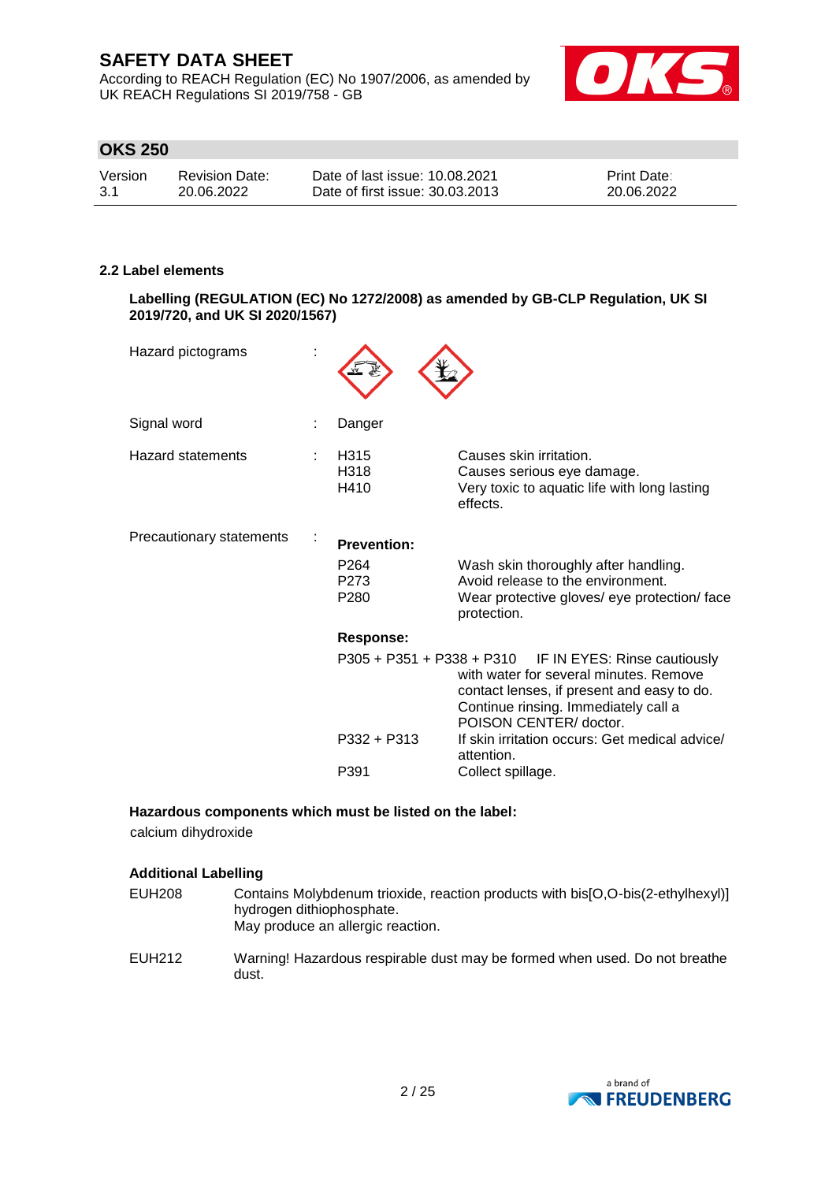### 2.2 Label elements

**Labelling (REGULATION (EC) No 1272/2008) as amended by GB-CLP Regulation, UK SI 2019/720, and UK SI 2020/1567)**

Hazard pictograms :

Signal word : Danger

Hazard statements :

| | |
|---|---|
| H315 | Causes skin irritation. |
| H318 | Causes serious eye damage. |
| H410 | Very toxic to aquatic life with long lasting effects. |

Precautionary statements :

**Prevention:**

| | |
|---|---|
| P264 | Wash skin thoroughly after handling. |
| P273 | Avoid release to the environment. |
| P280 | Wear protective gloves/ eye protection/ face protection. |

**Response:**

| | |
|---|---|
| P305 + P351 + P338 + P310 | IF IN EYES: Rinse cautiously with water for several minutes. Remove contact lenses, if present and easy to do. Continue rinsing. Immediately call a POISON CENTER/ doctor. |
| P332 + P313 | If skin irritation occurs: Get medical advice/ attention. |
| P391 | Collect spillage. |

**Hazardous components which must be listed on the label:**

calcium dihydroxide

**Additional Labelling**

| | |
|---|---|
| EUH208 | Contains Molybdenum trioxide, reaction products with bis[O,O-bis(2-ethylhexyl)] hydrogen dithiophosphate. May produce an allergic reaction. |
| EUH212 | Warning! Hazardous respirable dust may be formed when used. Do not breathe dust. |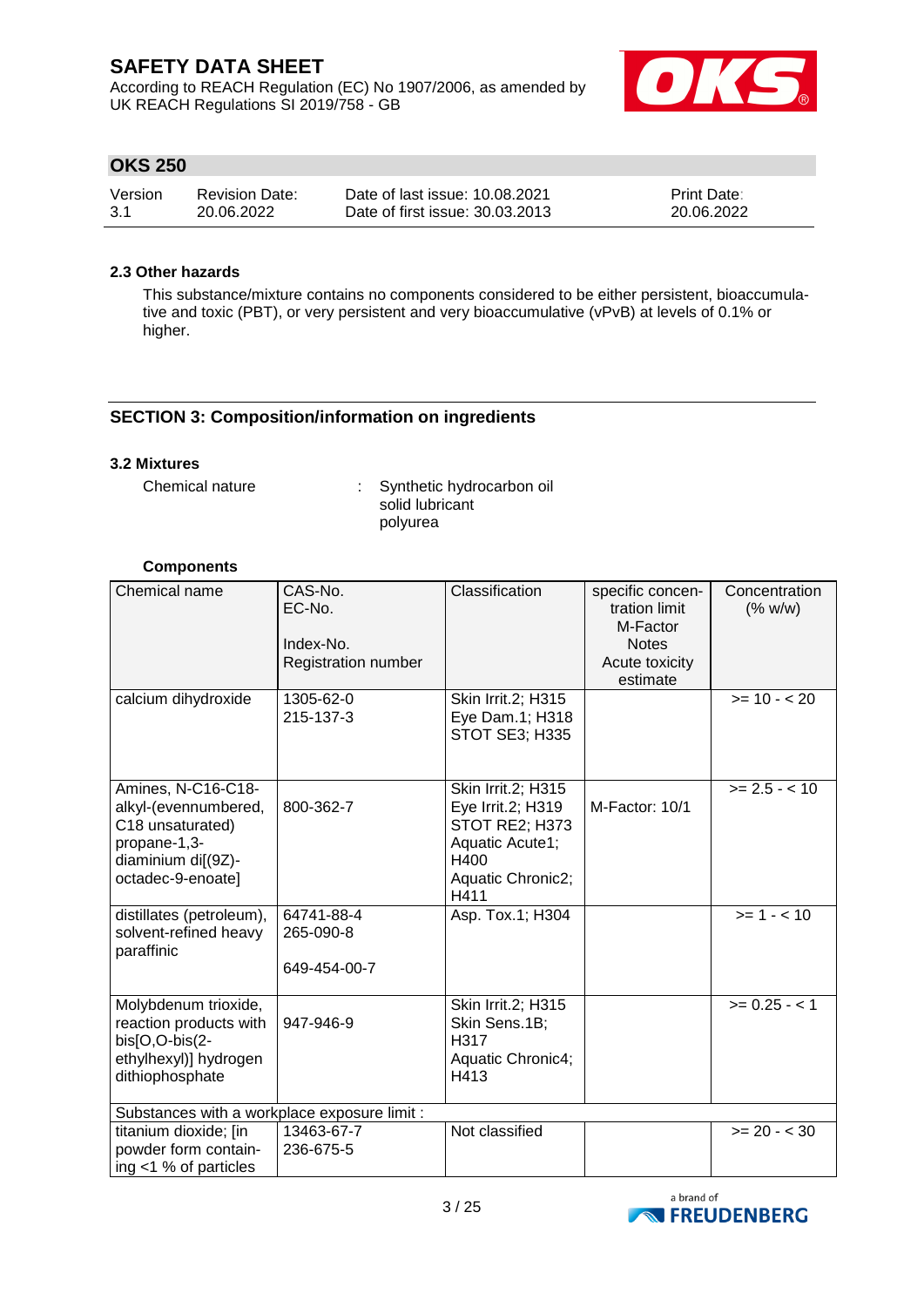### 2.3 Other hazards

This substance/mixture contains no components considered to be either persistent, bioaccumulative and toxic (PBT), or very persistent and very bioaccumulative (vPvB) at levels of 0.1% or higher.

## SECTION 3: Composition/information on ingredients

### 3.2 Mixtures

Chemical nature : Synthetic hydrocarbon oil
solid lubricant
polyurea

**Components**

| Chemical name | CAS-No.<br>EC-No.<br>Index-No.<br>Registration number | Classification | specific concentration limit<br>M-Factor<br>Notes<br>Acute toxicity estimate | Concentration (% w/w) |
|---|---|---|---|---|
| calcium dihydroxide | 1305-62-0<br>215-137-3 | Skin Irrit.2; H315<br>Eye Dam.1; H318<br>STOT SE3; H335 | | >= 10 - < 20 |
| Amines, N-C16-C18-alkyl-(evennumbered, C18 unsaturated) propane-1,3-diaminium di[(9Z)-octadec-9-enoate] | 800-362-7 | Skin Irrit.2; H315<br>Eye Irrit.2; H319<br>STOT RE2; H373<br>Aquatic Acute1; H400<br>Aquatic Chronic2; H411 | M-Factor: 10/1 | >= 2.5 - < 10 |
| distillates (petroleum), solvent-refined heavy paraffinic | 64741-88-4<br>265-090-8<br>649-454-00-7 | Asp. Tox.1; H304 | | >= 1 - < 10 |
| Molybdenum trioxide, reaction products with bis[O,O-bis(2-ethylhexyl)] hydrogen dithiophosphate | 947-946-9 | Skin Irrit.2; H315<br>Skin Sens.1B; H317<br>Aquatic Chronic4; H413 | | >= 0.25 - < 1 |
| Substances with a workplace exposure limit : | | | | |
| titanium dioxide; [in powder form containing <1 % of particles | 13463-67-7<br>236-675-5 | Not classified | | >= 20 - < 30 |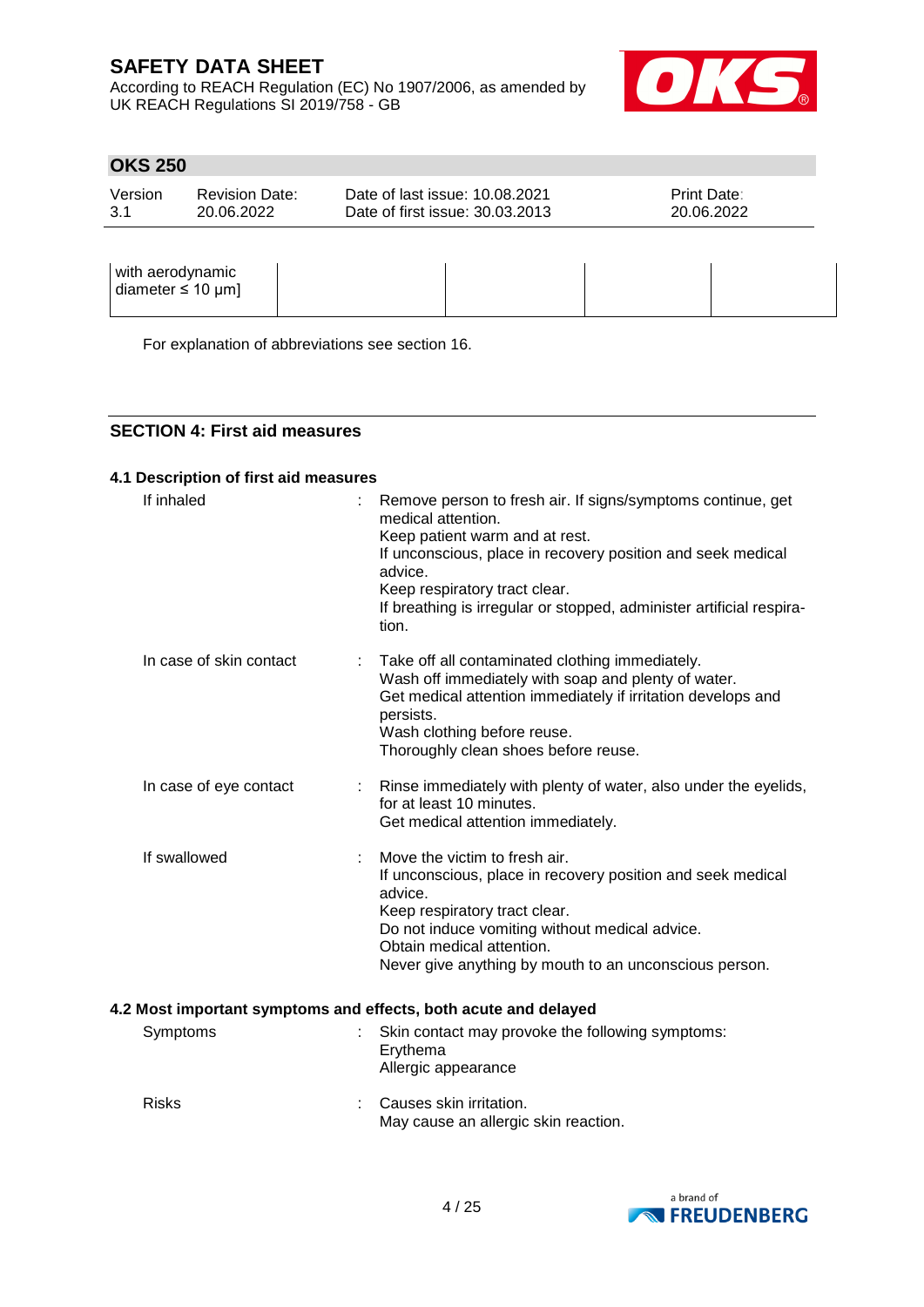| with aerodynamic diameter ≤ 10 µm] | | | | |
|---|---|---|---|---|

For explanation of abbreviations see section 16.

## SECTION 4: First aid measures

### 4.1 Description of first aid measures

**If inhaled** : Remove person to fresh air. If signs/symptoms continue, get medical attention.
Keep patient warm and at rest.
If unconscious, place in recovery position and seek medical advice.
Keep respiratory tract clear.
If breathing is irregular or stopped, administer artificial respiration.

**In case of skin contact** : Take off all contaminated clothing immediately.
Wash off immediately with soap and plenty of water.
Get medical attention immediately if irritation develops and persists.
Wash clothing before reuse.
Thoroughly clean shoes before reuse.

**In case of eye contact** : Rinse immediately with plenty of water, also under the eyelids, for at least 10 minutes.
Get medical attention immediately.

**If swallowed** : Move the victim to fresh air.
If unconscious, place in recovery position and seek medical advice.
Keep respiratory tract clear.
Do not induce vomiting without medical advice.
Obtain medical attention.
Never give anything by mouth to an unconscious person.

### 4.2 Most important symptoms and effects, both acute and delayed

**Symptoms** : Skin contact may provoke the following symptoms:
Erythema
Allergic appearance

**Risks** : Causes skin irritation.
May cause an allergic skin reaction.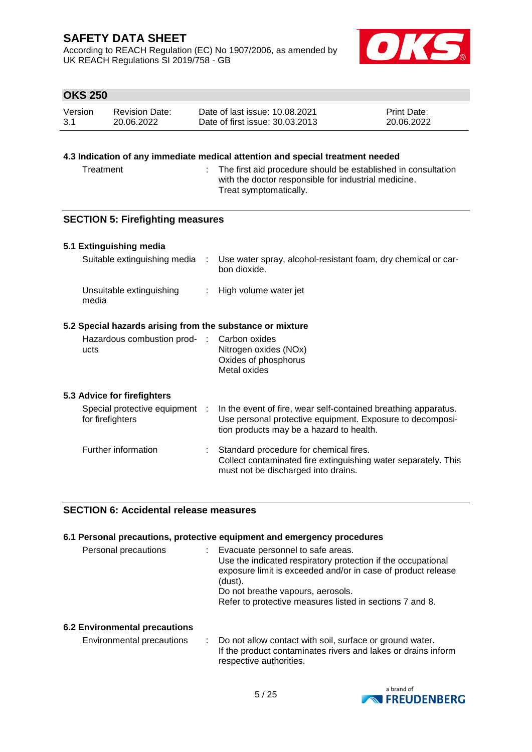#### 4.3 Indication of any immediate medical attention and special treatment needed

| | |
|---|---|
| Treatment | The first aid procedure should be established in consultation with the doctor responsible for industrial medicine.<br>Treat symptomatically. |

## SECTION 5: Firefighting measures

#### 5.1 Extinguishing media

| | |
|---|---|
| Suitable extinguishing media | Use water spray, alcohol-resistant foam, dry chemical or carbon dioxide. |
| Unsuitable extinguishing media | High volume water jet |

#### 5.2 Special hazards arising from the substance or mixture

| | |
|---|---|
| Hazardous combustion products | Carbon oxides<br>Nitrogen oxides (NOx)<br>Oxides of phosphorus<br>Metal oxides |

#### 5.3 Advice for firefighters

| | |
|---|---|
| Special protective equipment for firefighters | In the event of fire, wear self-contained breathing apparatus.<br>Use personal protective equipment. Exposure to decomposition products may be a hazard to health. |
| Further information | Standard procedure for chemical fires.<br>Collect contaminated fire extinguishing water separately. This must not be discharged into drains. |

## SECTION 6: Accidental release measures

#### 6.1 Personal precautions, protective equipment and emergency procedures

| | |
|---|---|
| Personal precautions | Evacuate personnel to safe areas.<br>Use the indicated respiratory protection if the occupational exposure limit is exceeded and/or in case of product release (dust).<br>Do not breathe vapours, aerosols.<br>Refer to protective measures listed in sections 7 and 8. |

#### 6.2 Environmental precautions

| | |
|---|---|
| Environmental precautions | Do not allow contact with soil, surface or ground water.<br>If the product contaminates rivers and lakes or drains inform respective authorities. |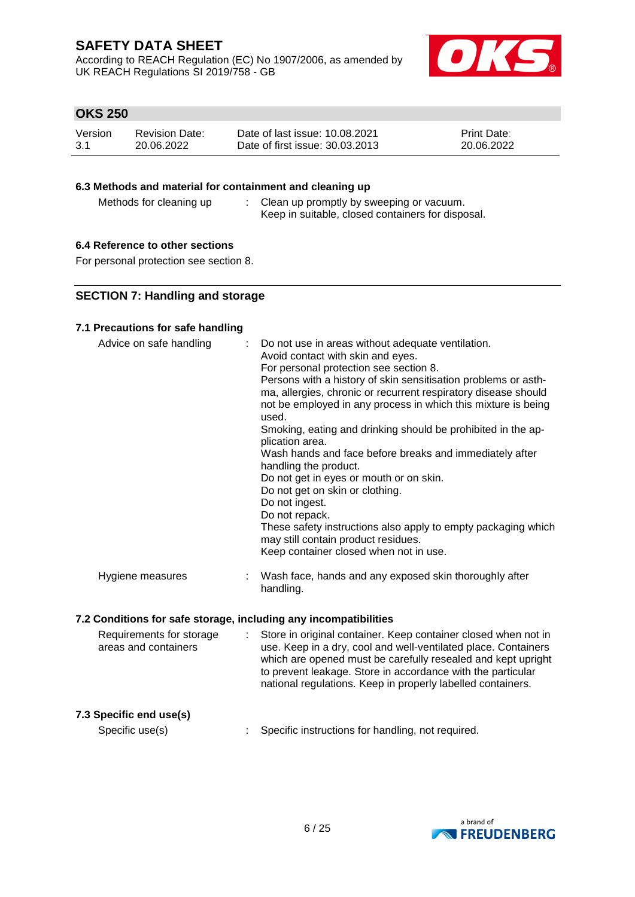### 6.3 Methods and material for containment and cleaning up

| | | |
|---|---|---|
| Methods for cleaning up | : | Clean up promptly by sweeping or vacuum.<br>Keep in suitable, closed containers for disposal. |

### 6.4 Reference to other sections

For personal protection see section 8.

## SECTION 7: Handling and storage

### 7.1 Precautions for safe handling

| | | |
|---|---|---|
| Advice on safe handling | : | Do not use in areas without adequate ventilation.<br>Avoid contact with skin and eyes.<br>For personal protection see section 8.<br>Persons with a history of skin sensitisation problems or asthma, allergies, chronic or recurrent respiratory disease should not be employed in any process in which this mixture is being used.<br>Smoking, eating and drinking should be prohibited in the application area.<br>Wash hands and face before breaks and immediately after handling the product.<br>Do not get in eyes or mouth or on skin.<br>Do not get on skin or clothing.<br>Do not ingest.<br>Do not repack.<br>These safety instructions also apply to empty packaging which may still contain product residues.<br>Keep container closed when not in use. |
| Hygiene measures | : | Wash face, hands and any exposed skin thoroughly after handling. |

### 7.2 Conditions for safe storage, including any incompatibilities

| | | |
|---|---|---|
| Requirements for storage areas and containers | : | Store in original container. Keep container closed when not in use. Keep in a dry, cool and well-ventilated place. Containers which are opened must be carefully resealed and kept upright to prevent leakage. Store in accordance with the particular national regulations. Keep in properly labelled containers. |

### 7.3 Specific end use(s)

| | | |
|---|---|---|
| Specific use(s) | : | Specific instructions for handling, not required. |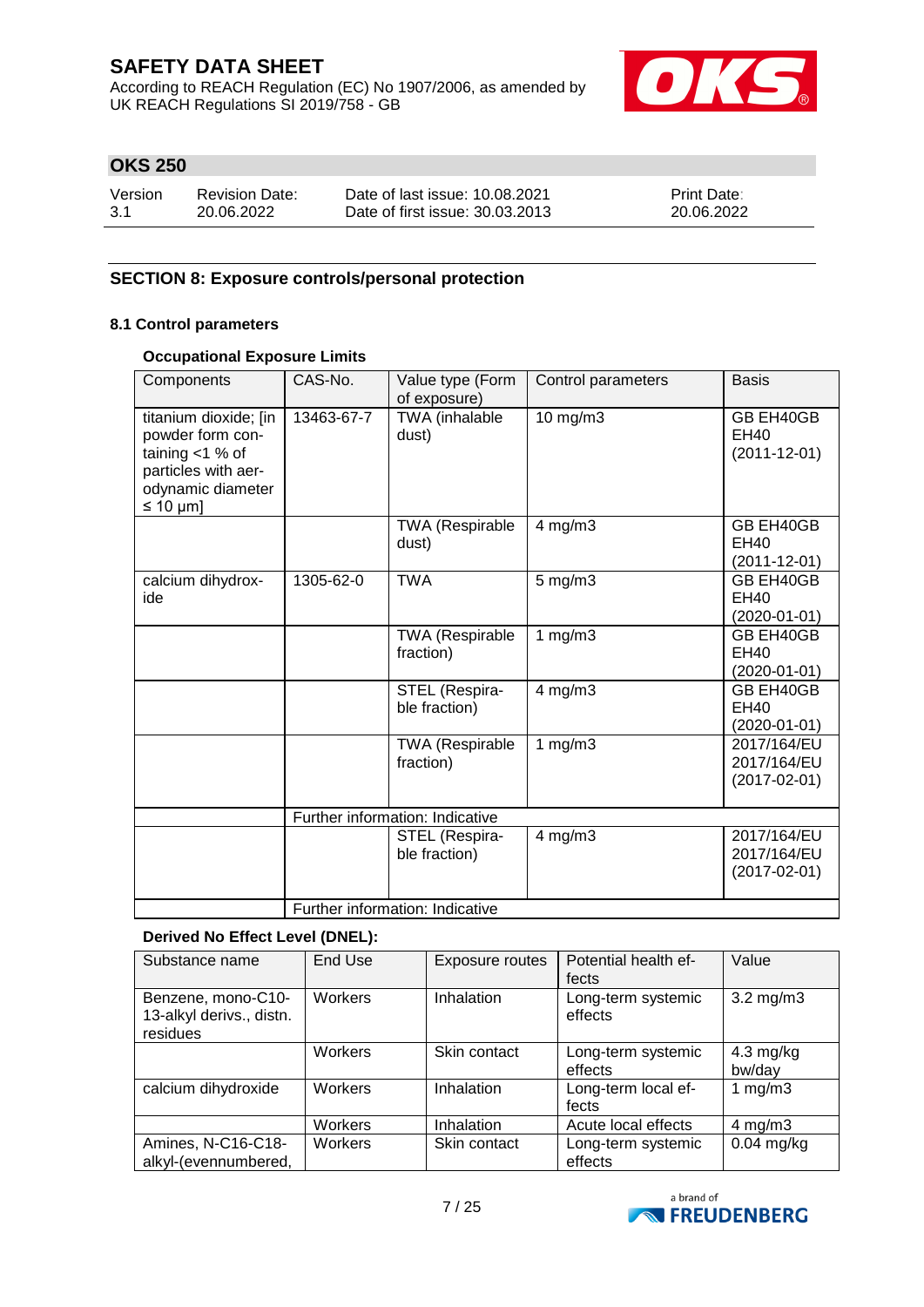# SAFETY DATA SHEET

According to REACH Regulation (EC) No 1907/2006, as amended by UK REACH Regulations SI 2019/758 - GB

## OKS 250

| Version | Revision Date: | Date of last issue: 10.08.2021 | Print Date: |
|---|---|---|---|
| 3.1 | 20.06.2022 | Date of first issue: 30.03.2013 | 20.06.2022 |

## SECTION 8: Exposure controls/personal protection

### 8.1 Control parameters

**Occupational Exposure Limits**

| Components | CAS-No. | Value type (Form of exposure) | Control parameters | Basis |
|---|---|---|---|---|
| titanium dioxide; [in powder form containing <1 % of particles with aerodynamic diameter ≤ 10 μm] | 13463-67-7 | TWA (inhalable dust) | 10 mg/m3 | GB EH40GB EH40 (2011-12-01) |
| | | TWA (Respirable dust) | 4 mg/m3 | GB EH40GB EH40 (2011-12-01) |
| calcium dihydroxide | 1305-62-0 | TWA | 5 mg/m3 | GB EH40GB EH40 (2020-01-01) |
| | | TWA (Respirable fraction) | 1 mg/m3 | GB EH40GB EH40 (2020-01-01) |
| | | STEL (Respirable fraction) | 4 mg/m3 | GB EH40GB EH40 (2020-01-01) |
| | | TWA (Respirable fraction) | 1 mg/m3 | 2017/164/EU 2017/164/EU (2017-02-01) |
| | Further information: Indicative | | | |
| | | STEL (Respirable fraction) | 4 mg/m3 | 2017/164/EU 2017/164/EU (2017-02-01) |
| | Further information: Indicative | | | |

**Derived No Effect Level (DNEL):**

| Substance name | End Use | Exposure routes | Potential health effects | Value |
|---|---|---|---|---|
| Benzene, mono-C10-13-alkyl derivs., distn. residues | Workers | Inhalation | Long-term systemic effects | 3.2 mg/m3 |
| | Workers | Skin contact | Long-term systemic effects | 4.3 mg/kg bw/day |
| calcium dihydroxide | Workers | Inhalation | Long-term local effects | 1 mg/m3 |
| | Workers | Inhalation | Acute local effects | 4 mg/m3 |
| Amines, N-C16-C18-alkyl-(evennumbered, | Workers | Skin contact | Long-term systemic effects | 0.04 mg/kg |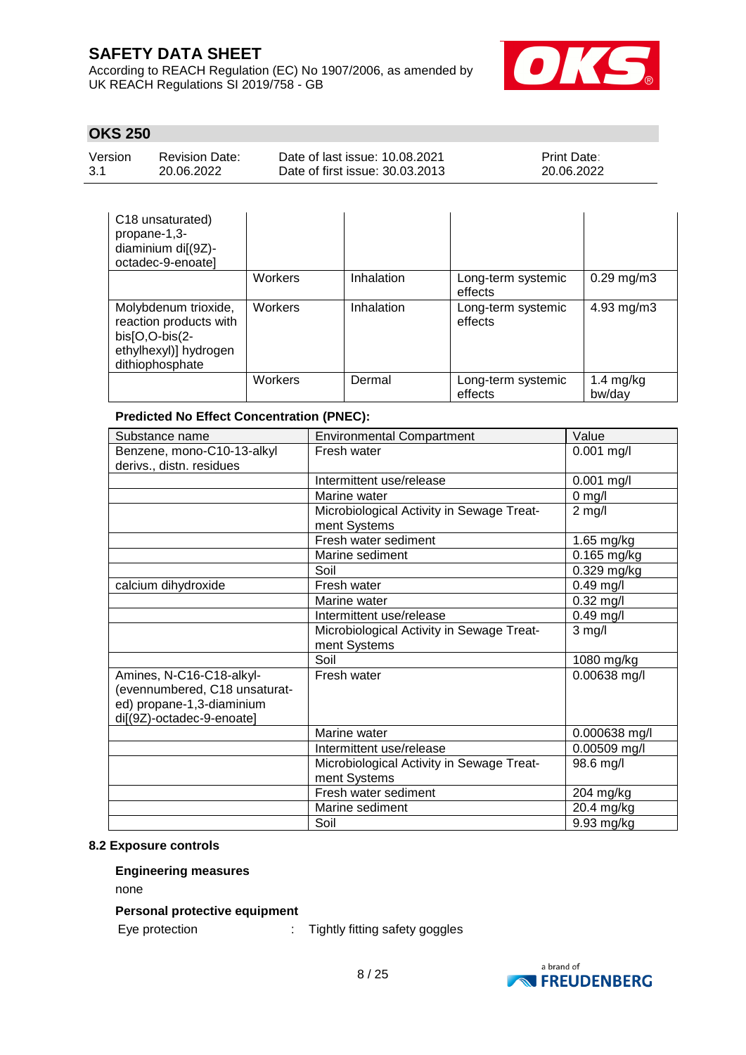| | | | | |
|---|---|---|---|---|
| C18 unsaturated) propane-1,3-diaminium di[(9Z)-octadec-9-enoate] | | | | |
| | Workers | Inhalation | Long-term systemic effects | 0.29 mg/m3 |
| Molybdenum trioxide, reaction products with bis[O,O-bis(2-ethylhexyl)] hydrogen dithiophosphate | Workers | Inhalation | Long-term systemic effects | 4.93 mg/m3 |
| | Workers | Dermal | Long-term systemic effects | 1.4 mg/kg bw/day |

**Predicted No Effect Concentration (PNEC):**

| Substance name | Environmental Compartment | Value |
|---|---|---|
| Benzene, mono-C10-13-alkyl derivs., distn. residues | Fresh water | 0.001 mg/l |
| | Intermittent use/release | 0.001 mg/l |
| | Marine water | 0 mg/l |
| | Microbiological Activity in Sewage Treatment Systems | 2 mg/l |
| | Fresh water sediment | 1.65 mg/kg |
| | Marine sediment | 0.165 mg/kg |
| | Soil | 0.329 mg/kg |
| calcium dihydroxide | Fresh water | 0.49 mg/l |
| | Marine water | 0.32 mg/l |
| | Intermittent use/release | 0.49 mg/l |
| | Microbiological Activity in Sewage Treatment Systems | 3 mg/l |
| | Soil | 1080 mg/kg |
| Amines, N-C16-C18-alkyl-(evennumbered, C18 unsaturated) propane-1,3-diaminium di[(9Z)-octadec-9-enoate] | Fresh water | 0.00638 mg/l |
| | Marine water | 0.000638 mg/l |
| | Intermittent use/release | 0.00509 mg/l |
| | Microbiological Activity in Sewage Treatment Systems | 98.6 mg/l |
| | Fresh water sediment | 204 mg/kg |
| | Marine sediment | 20.4 mg/kg |
| | Soil | 9.93 mg/kg |

**8.2 Exposure controls**

**Engineering measures**

none

**Personal protective equipment**

Eye protection : Tightly fitting safety goggles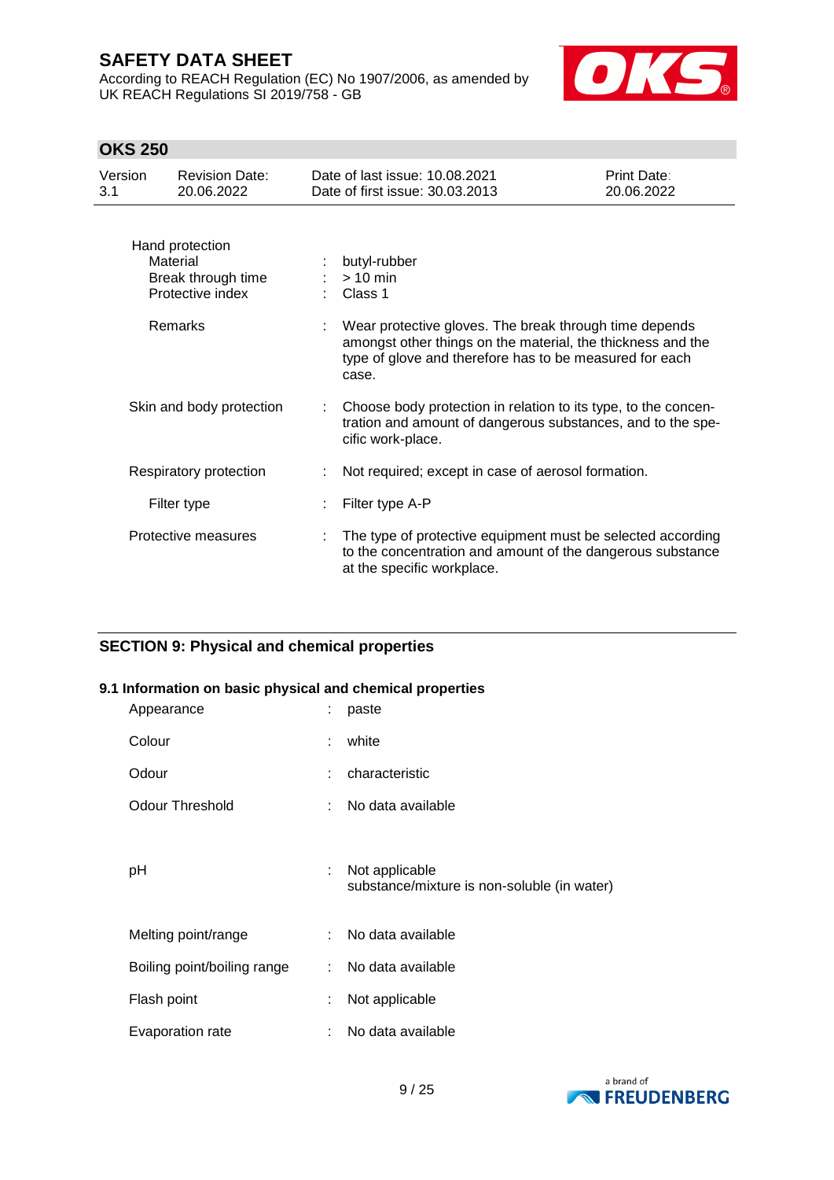| | | |
|---|---|---|
| **Hand protection** | | |
| Material | : | butyl-rubber |
| Break through time | : | > 10 min |
| Protective index | : | Class 1 |
| Remarks | : | Wear protective gloves. The break through time depends amongst other things on the material, the thickness and the type of glove and therefore has to be measured for each case. |
| Skin and body protection | : | Choose body protection in relation to its type, to the concentration and amount of dangerous substances, and to the specific work-place. |
| Respiratory protection | : | Not required; except in case of aerosol formation. |
| Filter type | : | Filter type A-P |
| Protective measures | : | The type of protective equipment must be selected according to the concentration and amount of the dangerous substance at the specific workplace. |

## SECTION 9: Physical and chemical properties

### 9.1 Information on basic physical and chemical properties

| | | |
|---|---|---|
| Appearance | : | paste |
| Colour | : | white |
| Odour | : | characteristic |
| Odour Threshold | : | No data available |
| pH | : | Not applicable<br>substance/mixture is non-soluble (in water) |
| Melting point/range | : | No data available |
| Boiling point/boiling range | : | No data available |
| Flash point | : | Not applicable |
| Evaporation rate | : | No data available |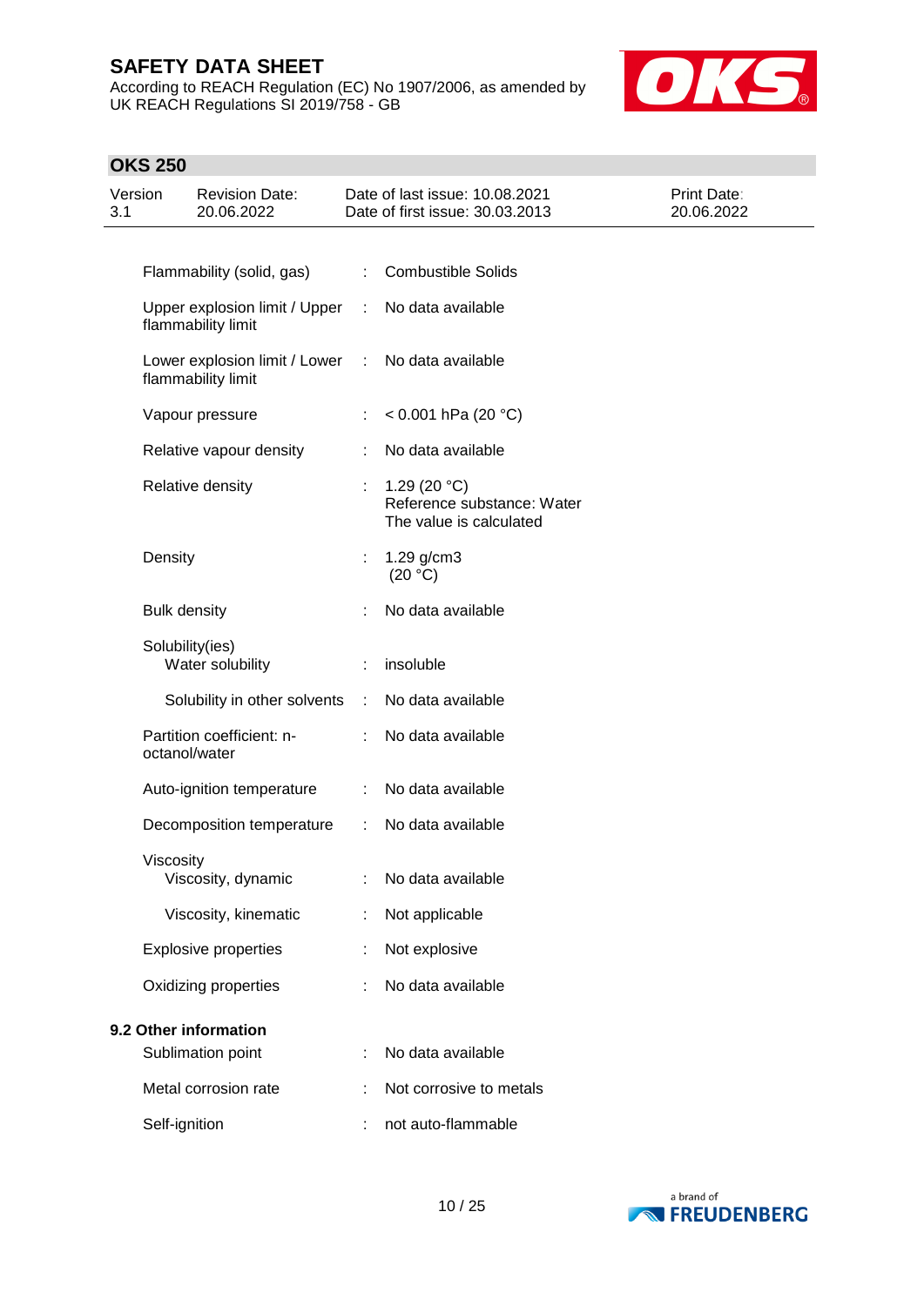| | | |
|---|---|---|
| Flammability (solid, gas) | : | Combustible Solids |
| Upper explosion limit / Upper flammability limit | : | No data available |
| Lower explosion limit / Lower flammability limit | : | No data available |
| Vapour pressure | : | < 0.001 hPa (20 °C) |
| Relative vapour density | : | No data available |
| Relative density | : | 1.29 (20 °C)<br>Reference substance: Water<br>The value is calculated |
| Density | : | 1.29 g/cm3<br>(20 °C) |
| Bulk density | : | No data available |
| Solubility(ies)<br>Water solubility | : | insoluble |
| Solubility in other solvents | : | No data available |
| Partition coefficient: n-octanol/water | : | No data available |
| Auto-ignition temperature | : | No data available |
| Decomposition temperature | : | No data available |
| Viscosity<br>Viscosity, dynamic | : | No data available |
| Viscosity, kinematic | : | Not applicable |
| Explosive properties | : | Not explosive |
| Oxidizing properties | : | No data available |

**9.2 Other information**

| | | |
|---|---|---|
| Sublimation point | : | No data available |
| Metal corrosion rate | : | Not corrosive to metals |
| Self-ignition | : | not auto-flammable |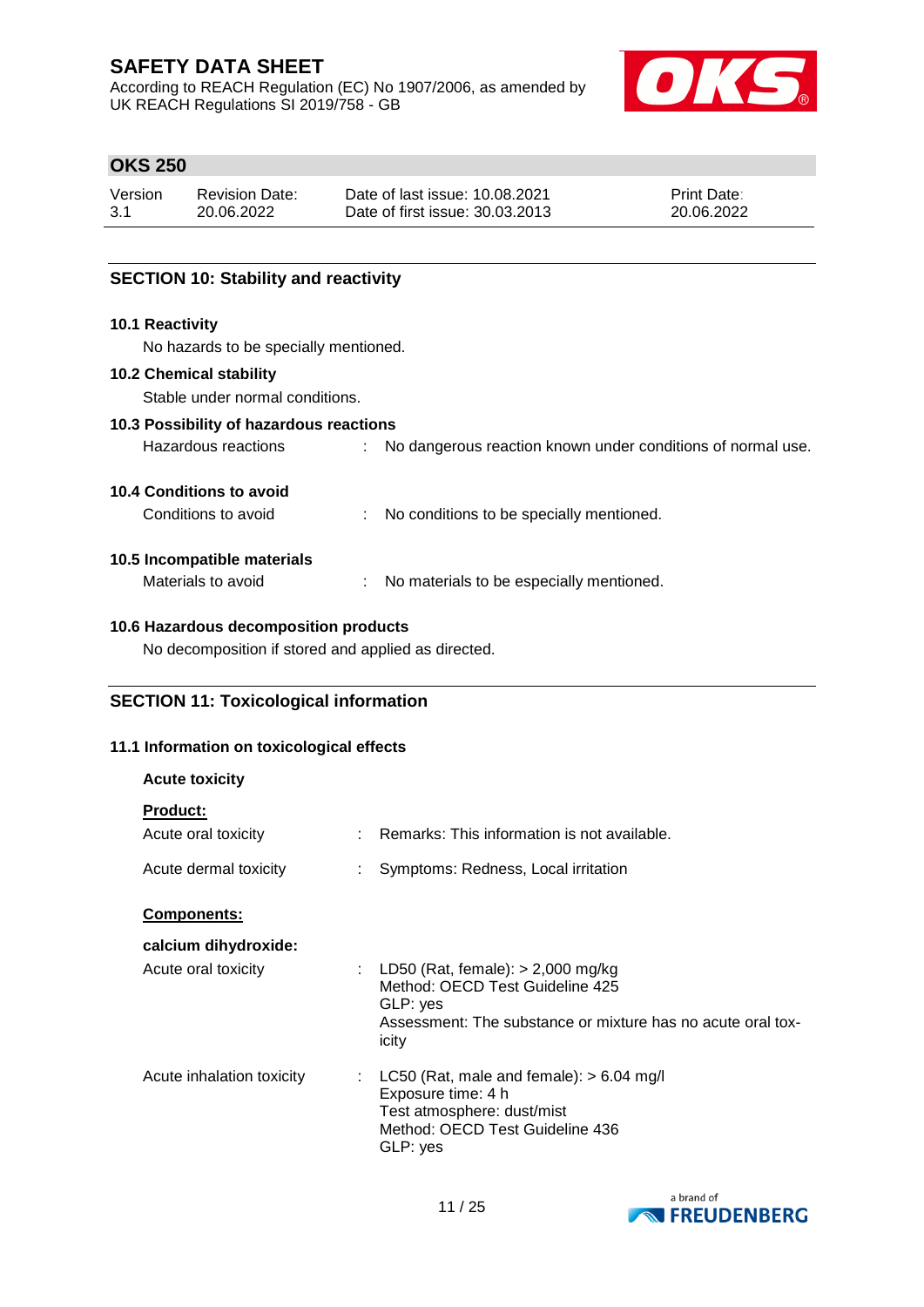## SECTION 10: Stability and reactivity

### 10.1 Reactivity

No hazards to be specially mentioned.

### 10.2 Chemical stability

Stable under normal conditions.

### 10.3 Possibility of hazardous reactions

Hazardous reactions : No dangerous reaction known under conditions of normal use.

### 10.4 Conditions to avoid

Conditions to avoid : No conditions to be specially mentioned.

### 10.5 Incompatible materials

Materials to avoid : No materials to be especially mentioned.

### 10.6 Hazardous decomposition products

No decomposition if stored and applied as directed.

## SECTION 11: Toxicological information

### 11.1 Information on toxicological effects

**Acute toxicity**

**Product:**

Acute oral toxicity : Remarks: This information is not available.

Acute dermal toxicity : Symptoms: Redness, Local irritation

**Components:**

**calcium dihydroxide:**

Acute oral toxicity : LD50 (Rat, female): > 2,000 mg/kg
Method: OECD Test Guideline 425
GLP: yes
Assessment: The substance or mixture has no acute oral toxicity

Acute inhalation toxicity : LC50 (Rat, male and female): > 6.04 mg/l
Exposure time: 4 h
Test atmosphere: dust/mist
Method: OECD Test Guideline 436
GLP: yes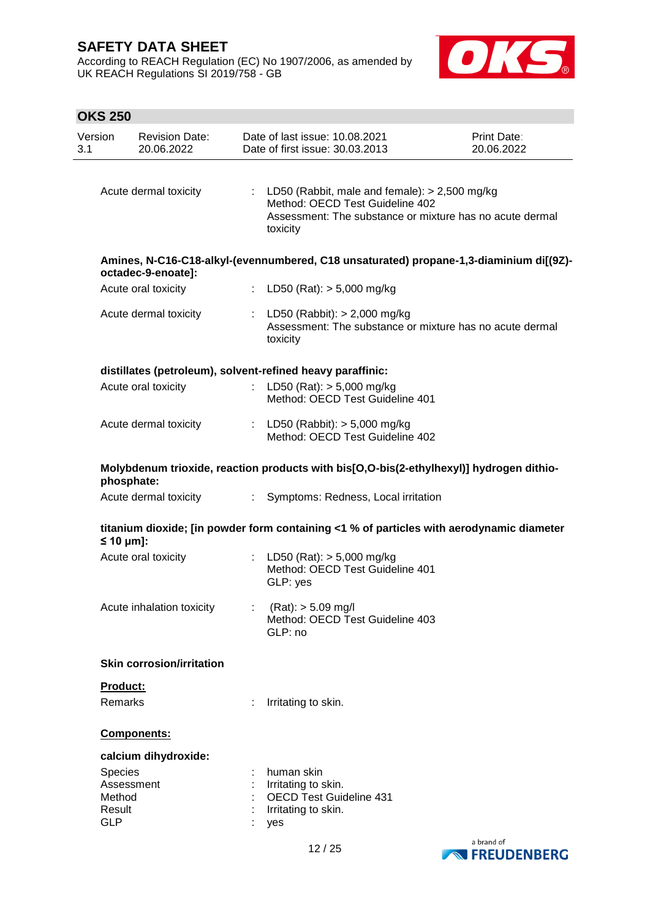| | | |
|---|---|---|
| Acute dermal toxicity | : | LD50 (Rabbit, male and female): > 2,500 mg/kg<br>Method: OECD Test Guideline 402<br>Assessment: The substance or mixture has no acute dermal toxicity |

**Amines, N-C16-C18-alkyl-(evennumbered, C18 unsaturated) propane-1,3-diaminium di[(9Z)-octadec-9-enoate]:**

| | | |
|---|---|---|
| Acute oral toxicity | : | LD50 (Rat): > 5,000 mg/kg |
| Acute dermal toxicity | : | LD50 (Rabbit): > 2,000 mg/kg<br>Assessment: The substance or mixture has no acute dermal toxicity |

**distillates (petroleum), solvent-refined heavy paraffinic:**

| | | |
|---|---|---|
| Acute oral toxicity | : | LD50 (Rat): > 5,000 mg/kg<br>Method: OECD Test Guideline 401 |
| Acute dermal toxicity | : | LD50 (Rabbit): > 5,000 mg/kg<br>Method: OECD Test Guideline 402 |

**Molybdenum trioxide, reaction products with bis[O,O-bis(2-ethylhexyl)] hydrogen dithio-phosphate:**

| | | |
|---|---|---|
| Acute dermal toxicity | : | Symptoms: Redness, Local irritation |

**titanium dioxide; [in powder form containing <1 % of particles with aerodynamic diameter ≤ 10 μm]:**

| | | |
|---|---|---|
| Acute oral toxicity | : | LD50 (Rat): > 5,000 mg/kg<br>Method: OECD Test Guideline 401<br>GLP: yes |
| Acute inhalation toxicity | : | (Rat): > 5.09 mg/l<br>Method: OECD Test Guideline 403<br>GLP: no |

**Skin corrosion/irritation**

**Product:**

| | | |
|---|---|---|
| Remarks | : | Irritating to skin. |

**Components:**

**calcium dihydroxide:**

| | | |
|---|---|---|
| Species | : | human skin |
| Assessment | : | Irritating to skin. |
| Method | : | OECD Test Guideline 431 |
| Result | : | Irritating to skin. |
| GLP | : | yes |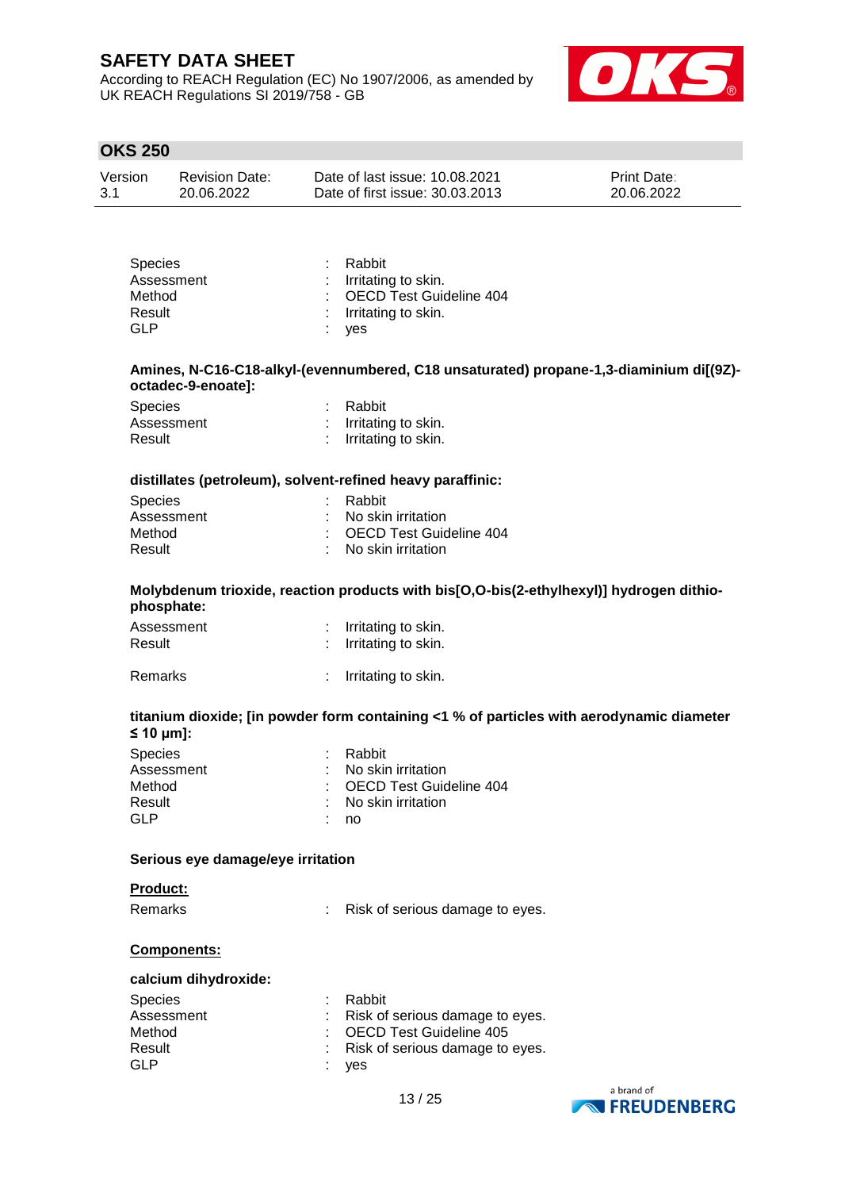| | | |
|---|---|---|
| Species | : | Rabbit |
| Assessment | : | Irritating to skin. |
| Method | : | OECD Test Guideline 404 |
| Result | : | Irritating to skin. |
| GLP | : | yes |

**Amines, N-C16-C18-alkyl-(evennumbered, C18 unsaturated) propane-1,3-diaminium di[(9Z)-octadec-9-enoate]:**

| | | |
|---|---|---|
| Species | : | Rabbit |
| Assessment | : | Irritating to skin. |
| Result | : | Irritating to skin. |

**distillates (petroleum), solvent-refined heavy paraffinic:**

| | | |
|---|---|---|
| Species | : | Rabbit |
| Assessment | : | No skin irritation |
| Method | : | OECD Test Guideline 404 |
| Result | : | No skin irritation |

**Molybdenum trioxide, reaction products with bis[O,O-bis(2-ethylhexyl)] hydrogen dithio-phosphate:**

| | | |
|---|---|---|
| Assessment | : | Irritating to skin. |
| Result | : | Irritating to skin. |
| Remarks | : | Irritating to skin. |

**titanium dioxide; [in powder form containing <1 % of particles with aerodynamic diameter ≤ 10 μm]:**

| | | |
|---|---|---|
| Species | : | Rabbit |
| Assessment | : | No skin irritation |
| Method | : | OECD Test Guideline 404 |
| Result | : | No skin irritation |
| GLP | : | no |

**Serious eye damage/eye irritation**

**Product:**

| | | |
|---|---|---|
| Remarks | : | Risk of serious damage to eyes. |

**Components:**

**calcium dihydroxide:**

| | | |
|---|---|---|
| Species | : | Rabbit |
| Assessment | : | Risk of serious damage to eyes. |
| Method | : | OECD Test Guideline 405 |
| Result | : | Risk of serious damage to eyes. |
| GLP | : | yes |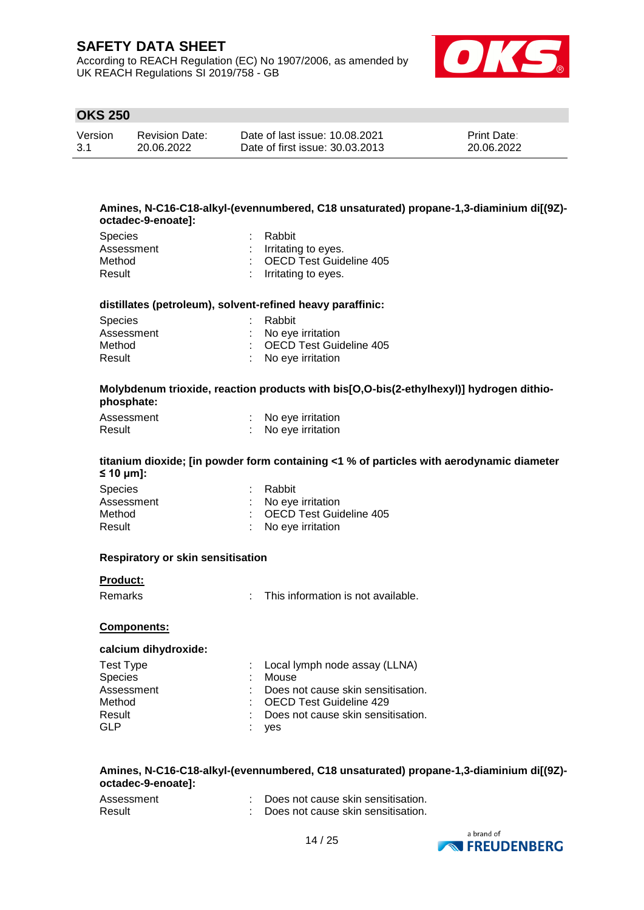**Amines, N-C16-C18-alkyl-(evennumbered, C18 unsaturated) propane-1,3-diaminium di[(9Z)-octadec-9-enoate]:**

| | | |
|---|---|---|
| Species | : | Rabbit |
| Assessment | : | Irritating to eyes. |
| Method | : | OECD Test Guideline 405 |
| Result | : | Irritating to eyes. |

**distillates (petroleum), solvent-refined heavy paraffinic:**

| | | |
|---|---|---|
| Species | : | Rabbit |
| Assessment | : | No eye irritation |
| Method | : | OECD Test Guideline 405 |
| Result | : | No eye irritation |

**Molybdenum trioxide, reaction products with bis[O,O-bis(2-ethylhexyl)] hydrogen dithiophosphate:**

| | | |
|---|---|---|
| Assessment | : | No eye irritation |
| Result | : | No eye irritation |

**titanium dioxide; [in powder form containing <1 % of particles with aerodynamic diameter ≤ 10 μm]:**

| | | |
|---|---|---|
| Species | : | Rabbit |
| Assessment | : | No eye irritation |
| Method | : | OECD Test Guideline 405 |
| Result | : | No eye irritation |

**Respiratory or skin sensitisation**

**Product:**

| | | |
|---|---|---|
| Remarks | : | This information is not available. |

**Components:**

**calcium dihydroxide:**

| | | |
|---|---|---|
| Test Type | : | Local lymph node assay (LLNA) |
| Species | : | Mouse |
| Assessment | : | Does not cause skin sensitisation. |
| Method | : | OECD Test Guideline 429 |
| Result | : | Does not cause skin sensitisation. |
| GLP | : | yes |

**Amines, N-C16-C18-alkyl-(evennumbered, C18 unsaturated) propane-1,3-diaminium di[(9Z)-octadec-9-enoate]:**

| | | |
|---|---|---|
| Assessment | : | Does not cause skin sensitisation. |
| Result | : | Does not cause skin sensitisation. |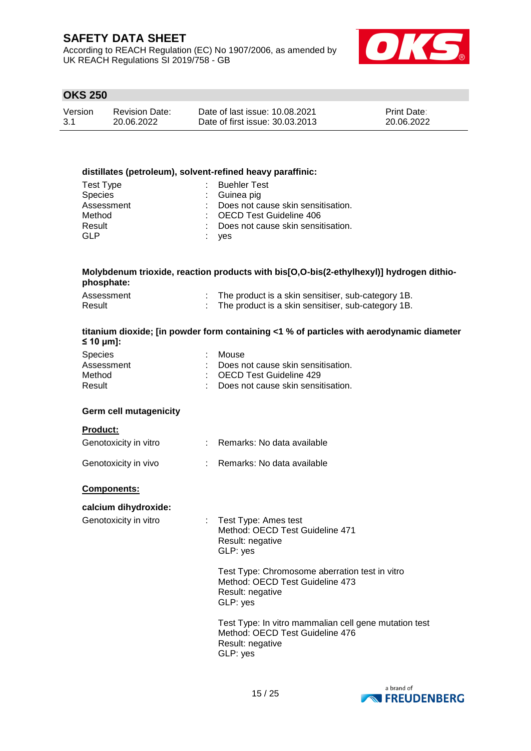**distillates (petroleum), solvent-refined heavy paraffinic:**

| | | |
|---|---|---|
| Test Type | : | Buehler Test |
| Species | : | Guinea pig |
| Assessment | : | Does not cause skin sensitisation. |
| Method | : | OECD Test Guideline 406 |
| Result | : | Does not cause skin sensitisation. |
| GLP | : | yes |

**Molybdenum trioxide, reaction products with bis[O,O-bis(2-ethylhexyl)] hydrogen dithiophosphate:**

| | | |
|---|---|---|
| Assessment | : | The product is a skin sensitiser, sub-category 1B. |
| Result | : | The product is a skin sensitiser, sub-category 1B. |

**titanium dioxide; [in powder form containing <1 % of particles with aerodynamic diameter ≤ 10 μm]:**

| | | |
|---|---|---|
| Species | : | Mouse |
| Assessment | : | Does not cause skin sensitisation. |
| Method | : | OECD Test Guideline 429 |
| Result | : | Does not cause skin sensitisation. |

**Germ cell mutagenicity**

**Product:**

Genotoxicity in vitro : Remarks: No data available

Genotoxicity in vivo : Remarks: No data available

**Components:**

**calcium dihydroxide:**

Genotoxicity in vitro :

Test Type: Ames test
Method: OECD Test Guideline 471
Result: negative
GLP: yes

Test Type: Chromosome aberration test in vitro
Method: OECD Test Guideline 473
Result: negative
GLP: yes

Test Type: In vitro mammalian cell gene mutation test
Method: OECD Test Guideline 476
Result: negative
GLP: yes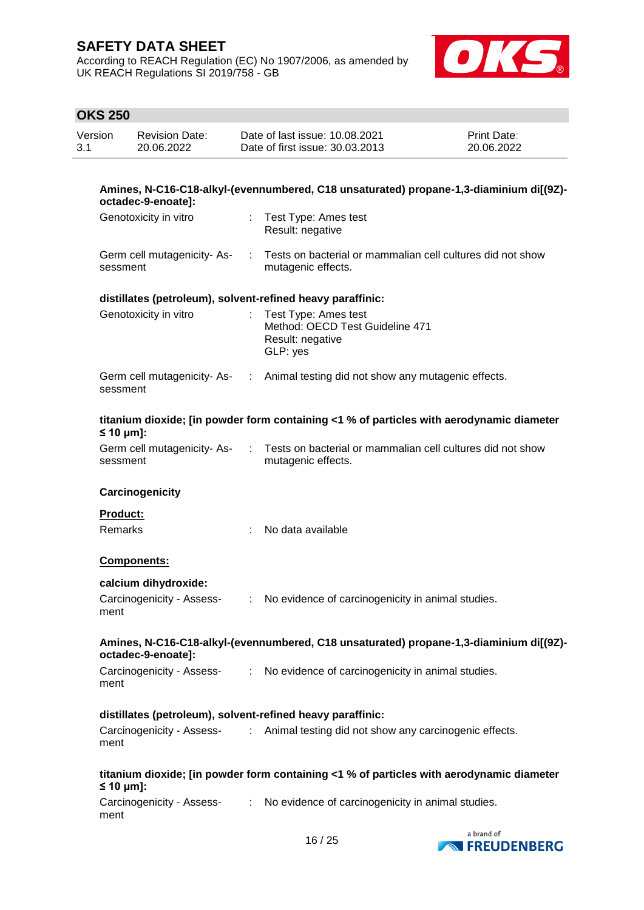**Amines, N-C16-C18-alkyl-(evennumbered, C18 unsaturated) propane-1,3-diaminium di[(9Z)-octadec-9-enoate]:**

Genotoxicity in vitro : Test Type: Ames test
Result: negative

Germ cell mutagenicity- Assessment : Tests on bacterial or mammalian cell cultures did not show mutagenic effects.

**distillates (petroleum), solvent-refined heavy paraffinic:**

Genotoxicity in vitro : Test Type: Ames test
Method: OECD Test Guideline 471
Result: negative
GLP: yes

Germ cell mutagenicity- Assessment : Animal testing did not show any mutagenic effects.

**titanium dioxide; [in powder form containing <1 % of particles with aerodynamic diameter ≤ 10 μm]:**

Germ cell mutagenicity- Assessment : Tests on bacterial or mammalian cell cultures did not show mutagenic effects.

**Carcinogenicity**

**Product:**

Remarks : No data available

**Components:**

**calcium dihydroxide:**

Carcinogenicity - Assessment : No evidence of carcinogenicity in animal studies.

**Amines, N-C16-C18-alkyl-(evennumbered, C18 unsaturated) propane-1,3-diaminium di[(9Z)-octadec-9-enoate]:**

Carcinogenicity - Assessment : No evidence of carcinogenicity in animal studies.

**distillates (petroleum), solvent-refined heavy paraffinic:**

Carcinogenicity - Assessment : Animal testing did not show any carcinogenic effects.

**titanium dioxide; [in powder form containing <1 % of particles with aerodynamic diameter ≤ 10 μm]:**

Carcinogenicity - Assessment : No evidence of carcinogenicity in animal studies.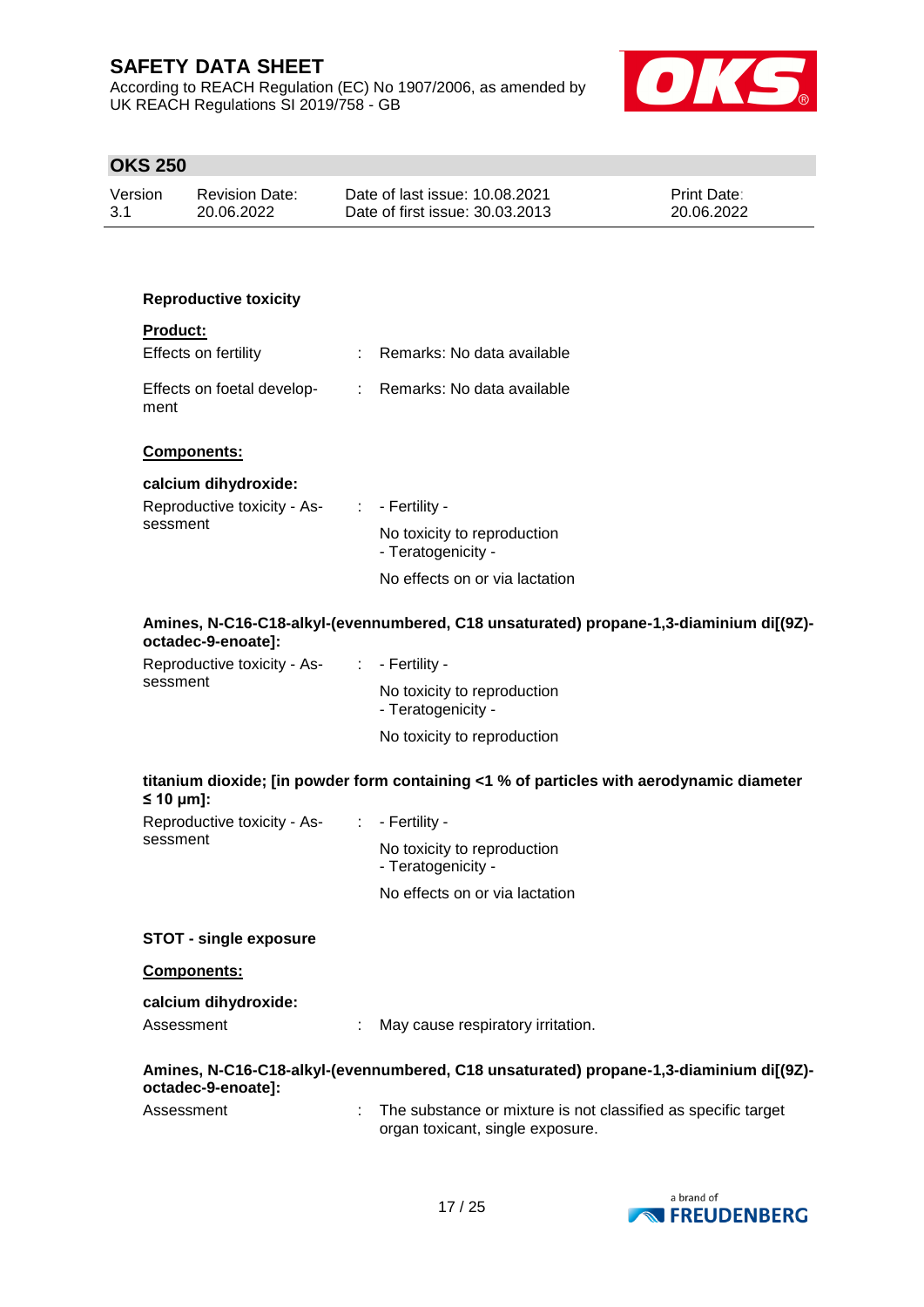### Reproductive toxicity

**Product:**

| | | |
|---|---|---|
| Effects on fertility | : | Remarks: No data available |
| Effects on foetal development | : | Remarks: No data available |

**Components:**

**calcium dihydroxide:**

| | | |
|---|---|---|
| Reproductive toxicity - Assessment | : | - Fertility -<br>No toxicity to reproduction<br>- Teratogenicity -<br>No effects on or via lactation |

**Amines, N-C16-C18-alkyl-(evennumbered, C18 unsaturated) propane-1,3-diaminium di[(9Z)-octadec-9-enoate]:**

| | | |
|---|---|---|
| Reproductive toxicity - Assessment | : | - Fertility -<br>No toxicity to reproduction<br>- Teratogenicity -<br>No toxicity to reproduction |

**titanium dioxide; [in powder form containing <1 % of particles with aerodynamic diameter ≤ 10 μm]:**

| | | |
|---|---|---|
| Reproductive toxicity - Assessment | : | - Fertility -<br>No toxicity to reproduction<br>- Teratogenicity -<br>No effects on or via lactation |

### STOT - single exposure

**Components:**

**calcium dihydroxide:**

| | | |
|---|---|---|
| Assessment | : | May cause respiratory irritation. |

**Amines, N-C16-C18-alkyl-(evennumbered, C18 unsaturated) propane-1,3-diaminium di[(9Z)-octadec-9-enoate]:**

| | | |
|---|---|---|
| Assessment | : | The substance or mixture is not classified as specific target organ toxicant, single exposure. |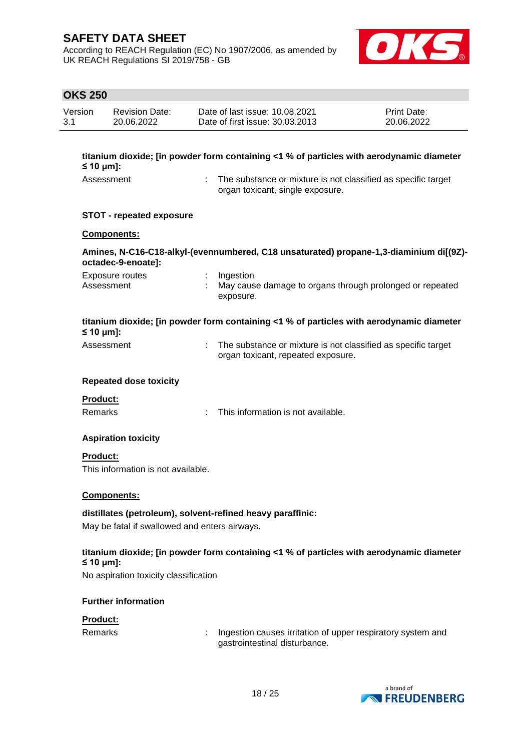**titanium dioxide; [in powder form containing <1 % of particles with aerodynamic diameter ≤ 10 μm]:**

Assessment : The substance or mixture is not classified as specific target organ toxicant, single exposure.

**STOT - repeated exposure**

**Components:**

**Amines, N-C16-C18-alkyl-(evennumbered, C18 unsaturated) propane-1,3-diaminium di[(9Z)-octadec-9-enoate]:**

Exposure routes : Ingestion

Assessment : May cause damage to organs through prolonged or repeated exposure.

**titanium dioxide; [in powder form containing <1 % of particles with aerodynamic diameter ≤ 10 μm]:**

Assessment : The substance or mixture is not classified as specific target organ toxicant, repeated exposure.

**Repeated dose toxicity**

**Product:**

Remarks : This information is not available.

**Aspiration toxicity**

**Product:**

This information is not available.

**Components:**

**distillates (petroleum), solvent-refined heavy paraffinic:**

May be fatal if swallowed and enters airways.

**titanium dioxide; [in powder form containing <1 % of particles with aerodynamic diameter ≤ 10 μm]:**

No aspiration toxicity classification

**Further information**

**Product:**

Remarks : Ingestion causes irritation of upper respiratory system and gastrointestinal disturbance.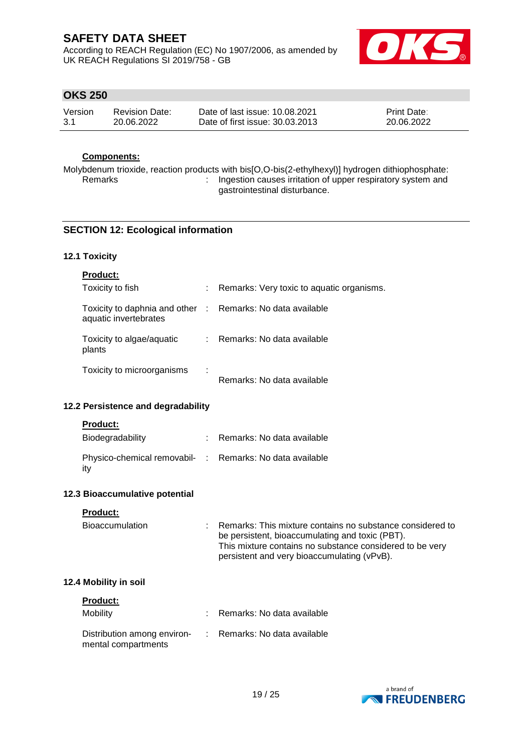**Components:**

Molybdenum trioxide, reaction products with bis[O,O-bis(2-ethylhexyl)] hydrogen dithiophosphate:

| | | |
|---|---|---|
| Remarks | : | Ingestion causes irritation of upper respiratory system and gastrointestinal disturbance. |

## SECTION 12: Ecological information

### 12.1 Toxicity

**Product:**

| | | |
|---|---|---|
| Toxicity to fish | : | Remarks: Very toxic to aquatic organisms. |
| Toxicity to daphnia and other aquatic invertebrates | : | Remarks: No data available |
| Toxicity to algae/aquatic plants | : | Remarks: No data available |
| Toxicity to microorganisms | : | Remarks: No data available |

### 12.2 Persistence and degradability

**Product:**

| | | |
|---|---|---|
| Biodegradability | : | Remarks: No data available |
| Physico-chemical removability | : | Remarks: No data available |

### 12.3 Bioaccumulative potential

**Product:**

| | | |
|---|---|---|
| Bioaccumulation | : | Remarks: This mixture contains no substance considered to be persistent, bioaccumulating and toxic (PBT). This mixture contains no substance considered to be very persistent and very bioaccumulating (vPvB). |

### 12.4 Mobility in soil

**Product:**

| | | |
|---|---|---|
| Mobility | : | Remarks: No data available |
| Distribution among environmental compartments | : | Remarks: No data available |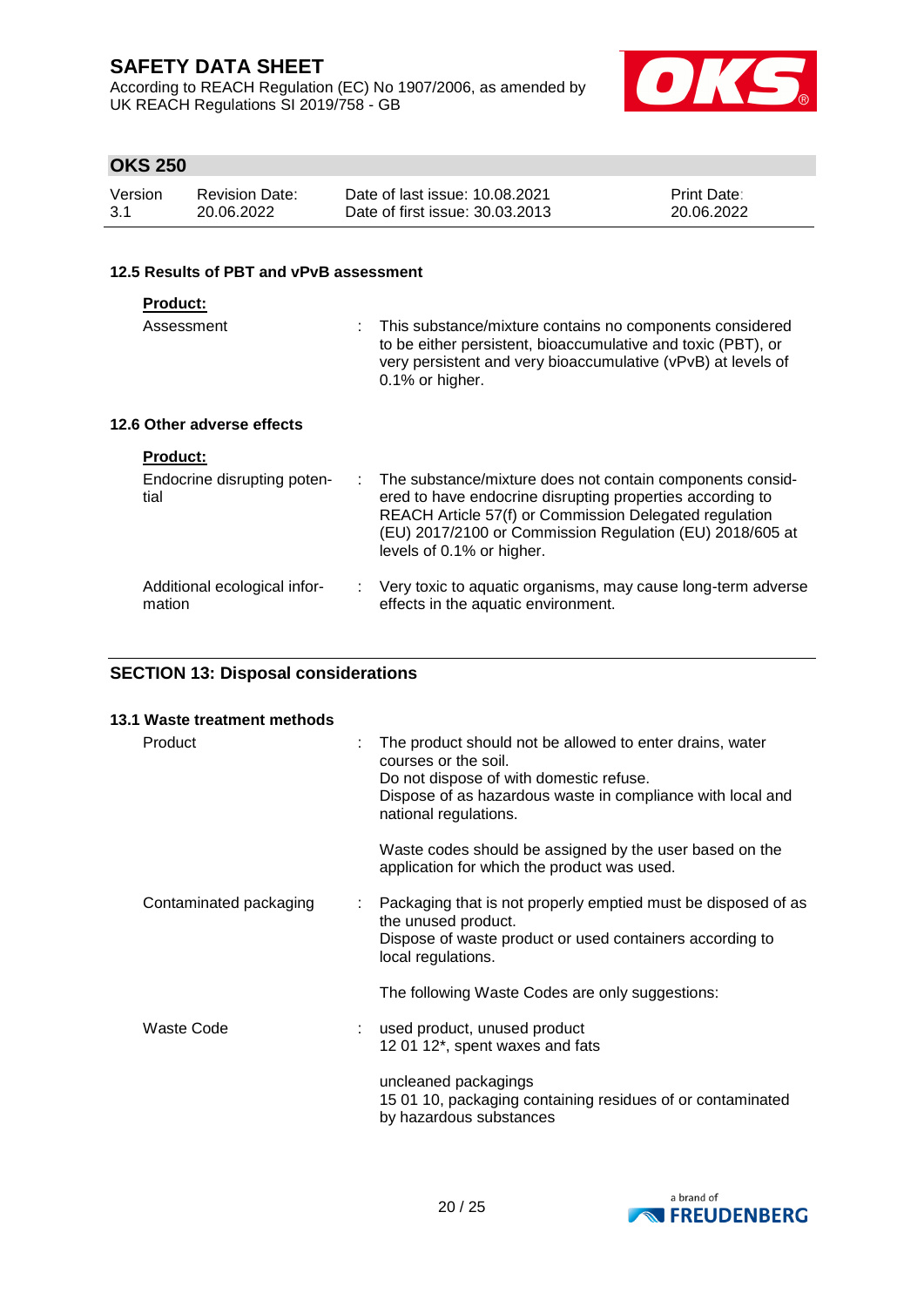#### 12.5 Results of PBT and vPvB assessment

**Product:**

| | | |
|---|---|---|
| Assessment | : | This substance/mixture contains no components considered to be either persistent, bioaccumulative and toxic (PBT), or very persistent and very bioaccumulative (vPvB) at levels of 0.1% or higher. |

#### 12.6 Other adverse effects

**Product:**

| | | |
|---|---|---|
| Endocrine disrupting potential | : | The substance/mixture does not contain components considered to have endocrine disrupting properties according to REACH Article 57(f) or Commission Delegated regulation (EU) 2017/2100 or Commission Regulation (EU) 2018/605 at levels of 0.1% or higher. |
| Additional ecological information | : | Very toxic to aquatic organisms, may cause long-term adverse effects in the aquatic environment. |

## SECTION 13: Disposal considerations

#### 13.1 Waste treatment methods

| | | |
|---|---|---|
| Product | : | The product should not be allowed to enter drains, water courses or the soil.<br>Do not dispose of with domestic refuse.<br>Dispose of as hazardous waste in compliance with local and national regulations.<br><br>Waste codes should be assigned by the user based on the application for which the product was used. |
| Contaminated packaging | : | Packaging that is not properly emptied must be disposed of as the unused product.<br>Dispose of waste product or used containers according to local regulations.<br><br>The following Waste Codes are only suggestions: |
| Waste Code | : | used product, unused product<br>12 01 12*, spent waxes and fats<br><br>uncleaned packagings<br>15 01 10, packaging containing residues of or contaminated by hazardous substances |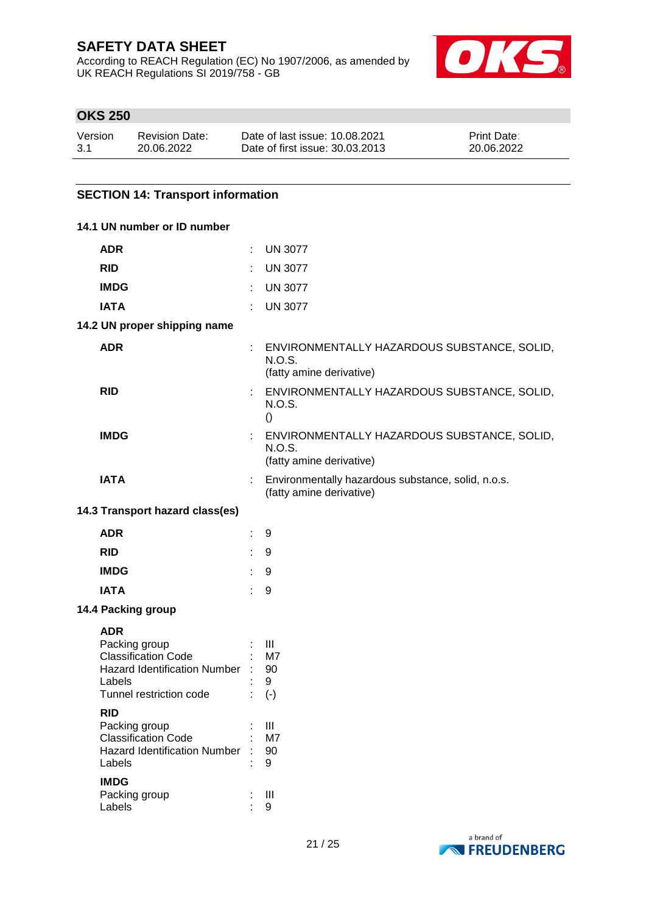## SECTION 14: Transport information

### 14.1 UN number or ID number

| | |
|---|---|
| **ADR** | : UN 3077 |
| **RID** | : UN 3077 |
| **IMDG** | : UN 3077 |
| **IATA** | : UN 3077 |

### 14.2 UN proper shipping name

| | |
|---|---|
| **ADR** | : ENVIRONMENTALLY HAZARDOUS SUBSTANCE, SOLID, N.O.S. (fatty amine derivative) |
| **RID** | : ENVIRONMENTALLY HAZARDOUS SUBSTANCE, SOLID, N.O.S. () |
| **IMDG** | : ENVIRONMENTALLY HAZARDOUS SUBSTANCE, SOLID, N.O.S. (fatty amine derivative) |
| **IATA** | : Environmentally hazardous substance, solid, n.o.s. (fatty amine derivative) |

### 14.3 Transport hazard class(es)

| | |
|---|---|
| **ADR** | : 9 |
| **RID** | : 9 |
| **IMDG** | : 9 |
| **IATA** | : 9 |

### 14.4 Packing group

**ADR**

| | |
|---|---|
| Packing group | : III |
| Classification Code | : M7 |
| Hazard Identification Number | : 90 |
| Labels | : 9 |
| Tunnel restriction code | : (-) |

**RID**

| | |
|---|---|
| Packing group | : III |
| Classification Code | : M7 |
| Hazard Identification Number | : 90 |
| Labels | : 9 |

**IMDG**

| | |
|---|---|
| Packing group | : III |
| Labels | : 9 |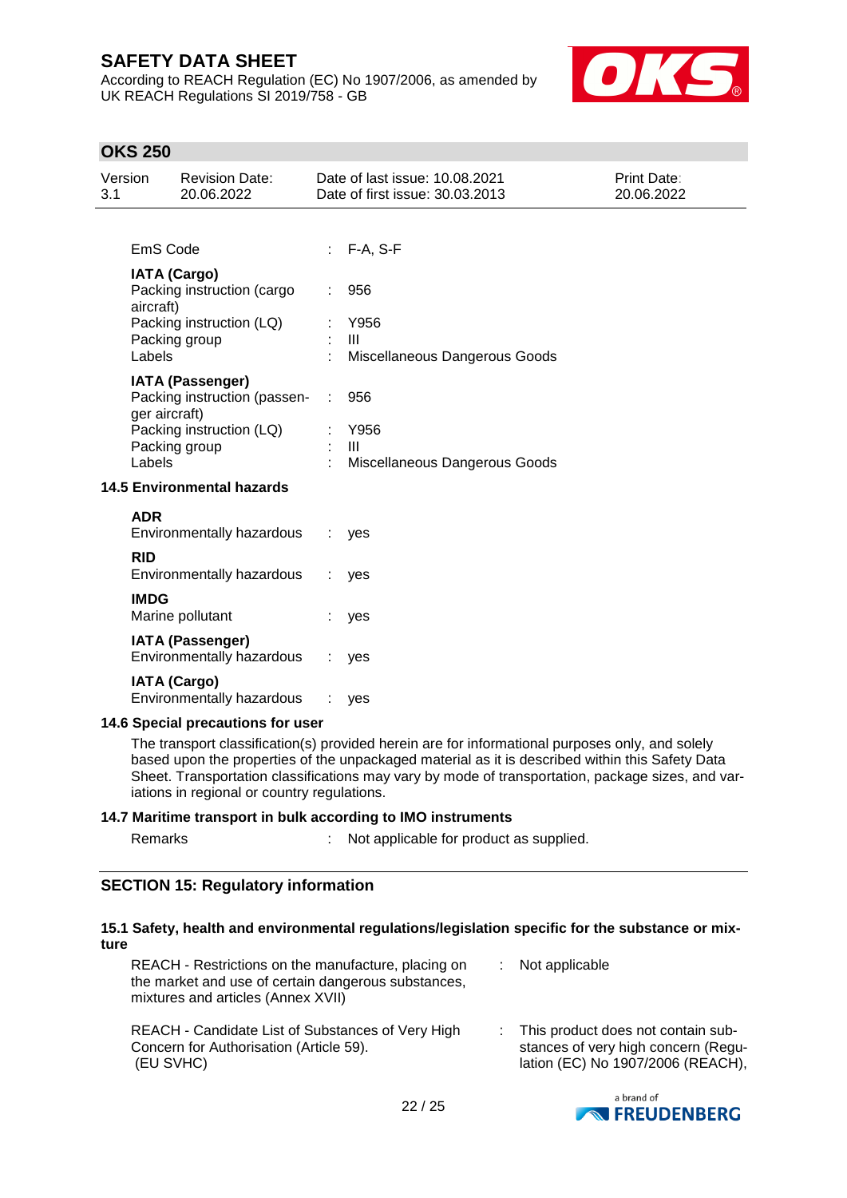| | | |
|---|---|---|
| EmS Code | : | F-A, S-F |

**IATA (Cargo)**

| | | |
|---|---|---|
| Packing instruction (cargo aircraft) | : | 956 |
| Packing instruction (LQ) | : | Y956 |
| Packing group | : | III |
| Labels | : | Miscellaneous Dangerous Goods |

**IATA (Passenger)**

| | | |
|---|---|---|
| Packing instruction (passenger aircraft) | : | 956 |
| Packing instruction (LQ) | : | Y956 |
| Packing group | : | III |
| Labels | : | Miscellaneous Dangerous Goods |

### 14.5 Environmental hazards

**ADR**

Environmentally hazardous : yes

**RID**

Environmentally hazardous : yes

**IMDG**

Marine pollutant : yes

**IATA (Passenger)**

Environmentally hazardous : yes

**IATA (Cargo)**

Environmentally hazardous : yes

### 14.6 Special precautions for user

The transport classification(s) provided herein are for informational purposes only, and solely based upon the properties of the unpackaged material as it is described within this Safety Data Sheet. Transportation classifications may vary by mode of transportation, package sizes, and variations in regional or country regulations.

### 14.7 Maritime transport in bulk according to IMO instruments

Remarks : Not applicable for product as supplied.

## SECTION 15: Regulatory information

### 15.1 Safety, health and environmental regulations/legislation specific for the substance or mixture

| | | |
|---|---|---|
| REACH - Restrictions on the manufacture, placing on the market and use of certain dangerous substances, mixtures and articles (Annex XVII) | : | Not applicable |
| REACH - Candidate List of Substances of Very High Concern for Authorisation (Article 59). (EU SVHC) | : | This product does not contain substances of very high concern (Regulation (EC) No 1907/2006 (REACH), |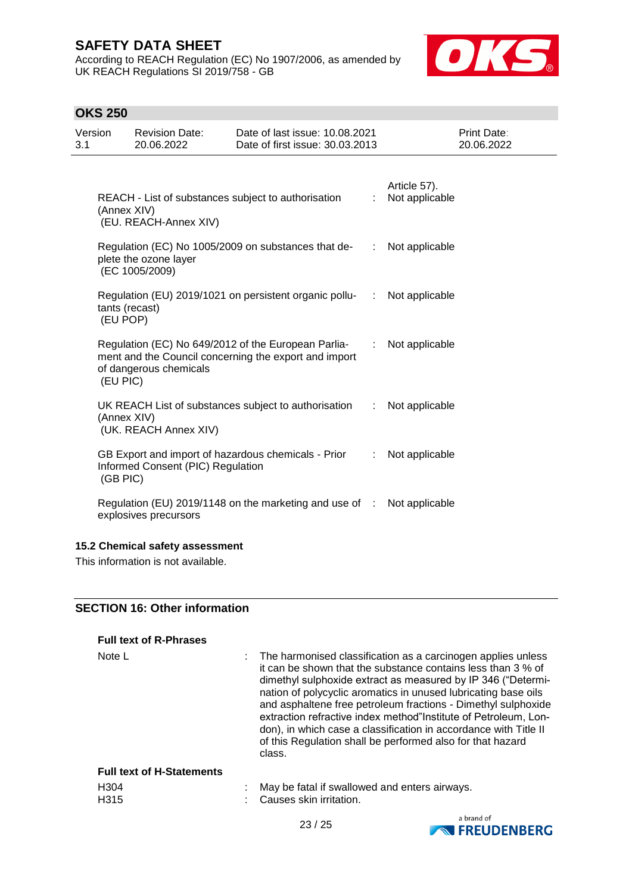| | | |
|---|---|---|
| | | Article 57). |
| REACH - List of substances subject to authorisation (Annex XIV) (EU. REACH-Annex XIV) | : | Not applicable |
| Regulation (EC) No 1005/2009 on substances that deplete the ozone layer (EC 1005/2009) | : | Not applicable |
| Regulation (EU) 2019/1021 on persistent organic pollutants (recast) (EU POP) | : | Not applicable |
| Regulation (EC) No 649/2012 of the European Parliament and the Council concerning the export and import of dangerous chemicals (EU PIC) | : | Not applicable |
| UK REACH List of substances subject to authorisation (Annex XIV) (UK. REACH Annex XIV) | : | Not applicable |
| GB Export and import of hazardous chemicals - Prior Informed Consent (PIC) Regulation (GB PIC) | : | Not applicable |
| Regulation (EU) 2019/1148 on the marketing and use of explosives precursors | : | Not applicable |

### 15.2 Chemical safety assessment

This information is not available.

## SECTION 16: Other information

**Full text of R-Phrases**

| | | |
|---|---|---|
| Note L | : | The harmonised classification as a carcinogen applies unless it can be shown that the substance contains less than 3 % of dimethyl sulphoxide extract as measured by IP 346 ("Determination of polycyclic aromatics in unused lubricating base oils and asphaltene free petroleum fractions - Dimethyl sulphoxide extraction refractive index method"Institute of Petroleum, London), in which case a classification in accordance with Title II of this Regulation shall be performed also for that hazard class. |

**Full text of H-Statements**

| | | |
|---|---|---|
| H304 | : | May be fatal if swallowed and enters airways. |
| H315 | : | Causes skin irritation. |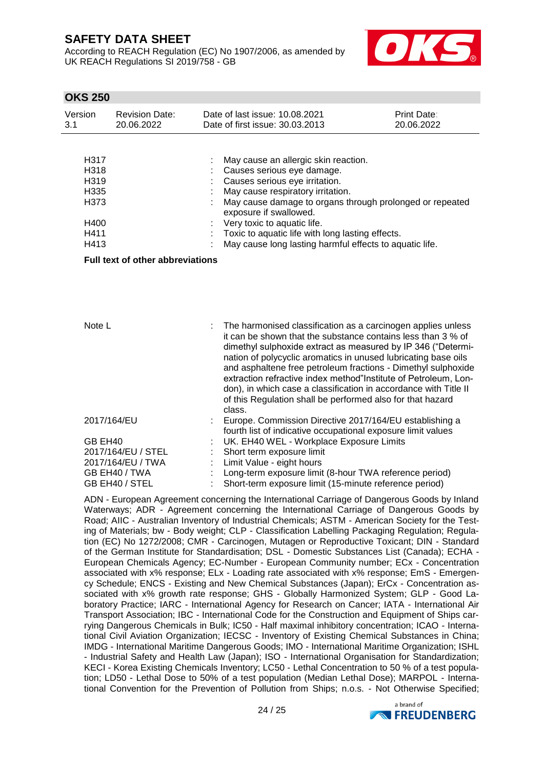| | | |
|---|---|---|
| H317 | : | May cause an allergic skin reaction. |
| H318 | : | Causes serious eye damage. |
| H319 | : | Causes serious eye irritation. |
| H335 | : | May cause respiratory irritation. |
| H373 | : | May cause damage to organs through prolonged or repeated exposure if swallowed. |
| H400 | : | Very toxic to aquatic life. |
| H411 | : | Toxic to aquatic life with long lasting effects. |
| H413 | : | May cause long lasting harmful effects to aquatic life. |

**Full text of other abbreviations**

| | | |
|---|---|---|
| Note L | : | The harmonised classification as a carcinogen applies unless it can be shown that the substance contains less than 3 % of dimethyl sulphoxide extract as measured by IP 346 ("Determination of polycyclic aromatics in unused lubricating base oils and asphaltene free petroleum fractions - Dimethyl sulphoxide extraction refractive index method"Institute of Petroleum, London), in which case a classification in accordance with Title II of this Regulation shall be performed also for that hazard class. |
| 2017/164/EU | : | Europe. Commission Directive 2017/164/EU establishing a fourth list of indicative occupational exposure limit values |
| GB EH40 | : | UK. EH40 WEL - Workplace Exposure Limits |
| 2017/164/EU / STEL | : | Short term exposure limit |
| 2017/164/EU / TWA | : | Limit Value - eight hours |
| GB EH40 / TWA | : | Long-term exposure limit (8-hour TWA reference period) |
| GB EH40 / STEL | : | Short-term exposure limit (15-minute reference period) |

ADN - European Agreement concerning the International Carriage of Dangerous Goods by Inland Waterways; ADR - Agreement concerning the International Carriage of Dangerous Goods by Road; AIIC - Australian Inventory of Industrial Chemicals; ASTM - American Society for the Testing of Materials; bw - Body weight; CLP - Classification Labelling Packaging Regulation; Regulation (EC) No 1272/2008; CMR - Carcinogen, Mutagen or Reproductive Toxicant; DIN - Standard of the German Institute for Standardisation; DSL - Domestic Substances List (Canada); ECHA - European Chemicals Agency; EC-Number - European Community number; ECx - Concentration associated with x% response; ELx - Loading rate associated with x% response; EmS - Emergency Schedule; ENCS - Existing and New Chemical Substances (Japan); ErCx - Concentration associated with x% growth rate response; GHS - Globally Harmonized System; GLP - Good Laboratory Practice; IARC - International Agency for Research on Cancer; IATA - International Air Transport Association; IBC - International Code for the Construction and Equipment of Ships carrying Dangerous Chemicals in Bulk; IC50 - Half maximal inhibitory concentration; ICAO - International Civil Aviation Organization; IECSC - Inventory of Existing Chemical Substances in China; IMDG - International Maritime Dangerous Goods; IMO - International Maritime Organization; ISHL - Industrial Safety and Health Law (Japan); ISO - International Organisation for Standardization; KECI - Korea Existing Chemicals Inventory; LC50 - Lethal Concentration to 50 % of a test population; LD50 - Lethal Dose to 50% of a test population (Median Lethal Dose); MARPOL - International Convention for the Prevention of Pollution from Ships; n.o.s. - Not Otherwise Specified;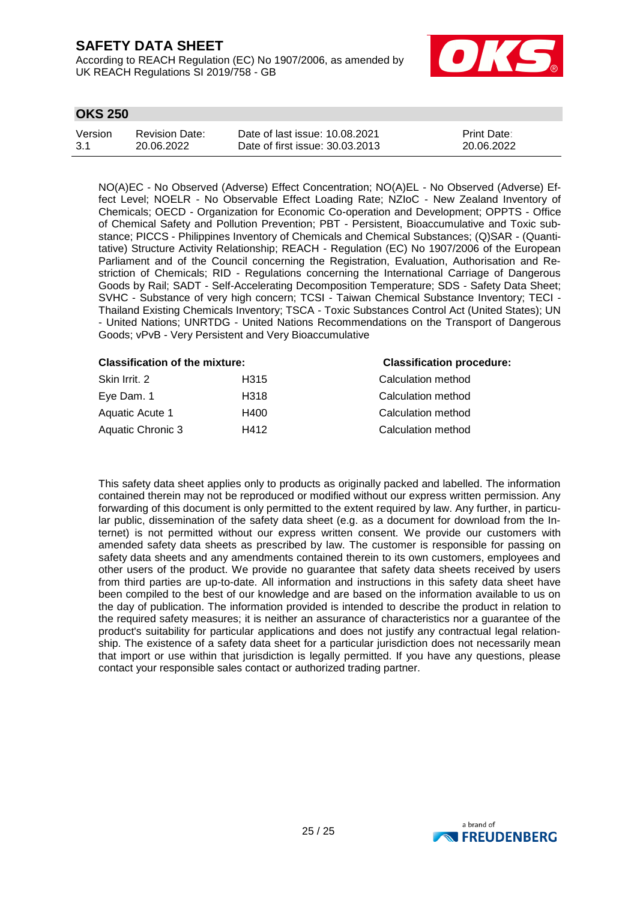NO(A)EC - No Observed (Adverse) Effect Concentration; NO(A)EL - No Observed (Adverse) Effect Level; NOELR - No Observable Effect Loading Rate; NZIoC - New Zealand Inventory of Chemicals; OECD - Organization for Economic Co-operation and Development; OPPTS - Office of Chemical Safety and Pollution Prevention; PBT - Persistent, Bioaccumulative and Toxic substance; PICCS - Philippines Inventory of Chemicals and Chemical Substances; (Q)SAR - (Quantitative) Structure Activity Relationship; REACH - Regulation (EC) No 1907/2006 of the European Parliament and of the Council concerning the Registration, Evaluation, Authorisation and Restriction of Chemicals; RID - Regulations concerning the International Carriage of Dangerous Goods by Rail; SADT - Self-Accelerating Decomposition Temperature; SDS - Safety Data Sheet; SVHC - Substance of very high concern; TCSI - Taiwan Chemical Substance Inventory; TECI - Thailand Existing Chemicals Inventory; TSCA - Toxic Substances Control Act (United States); UN - United Nations; UNRTDG - United Nations Recommendations on the Transport of Dangerous Goods; vPvB - Very Persistent and Very Bioaccumulative

| **Classification of the mixture:** | | **Classification procedure:** |
|---|---|---|
| Skin Irrit. 2 | H315 | Calculation method |
| Eye Dam. 1 | H318 | Calculation method |
| Aquatic Acute 1 | H400 | Calculation method |
| Aquatic Chronic 3 | H412 | Calculation method |

This safety data sheet applies only to products as originally packed and labelled. The information contained therein may not be reproduced or modified without our express written permission. Any forwarding of this document is only permitted to the extent required by law. Any further, in particular public, dissemination of the safety data sheet (e.g. as a document for download from the Internet) is not permitted without our express written consent. We provide our customers with amended safety data sheets as prescribed by law. The customer is responsible for passing on safety data sheets and any amendments contained therein to its own customers, employees and other users of the product. We provide no guarantee that safety data sheets received by users from third parties are up-to-date. All information and instructions in this safety data sheet have been compiled to the best of our knowledge and are based on the information available to us on the day of publication. The information provided is intended to describe the product in relation to the required safety measures; it is neither an assurance of characteristics nor a guarantee of the product's suitability for particular applications and does not justify any contractual legal relationship. The existence of a safety data sheet for a particular jurisdiction does not necessarily mean that import or use within that jurisdiction is legally permitted. If you have any questions, please contact your responsible sales contact or authorized trading partner.